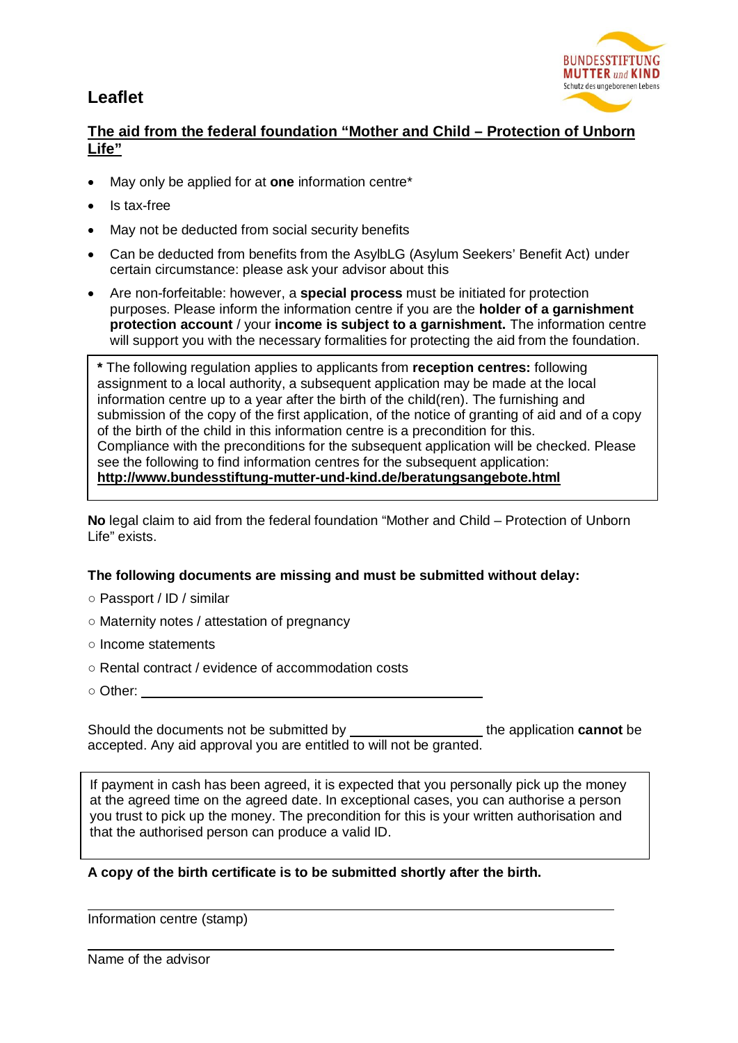BUNDESSTIFTUNG MUTTER und KIND
Schutz des ungeborenen Lebens

# Leaflet

## The aid from the federal foundation "Mother and Child – Protection of Unborn Life"

- May only be applied for at **one** information centre*
- Is tax-free
- May not be deducted from social security benefits
- Can be deducted from benefits from the AsylbLG (Asylum Seekers' Benefit Act) under certain circumstance: please ask your advisor about this
- Are non-forfeitable: however, a **special process** must be initiated for protection purposes. Please inform the information centre if you are the **holder of a garnishment protection account** / your **income is subject to a garnishment.** The information centre will support you with the necessary formalities for protecting the aid from the foundation.

> **\*** The following regulation applies to applicants from **reception centres:** following assignment to a local authority, a subsequent application may be made at the local information centre up to a year after the birth of the child(ren). The furnishing and submission of the copy of the first application, of the notice of granting of aid and of a copy of the birth of the child in this information centre is a precondition for this.
> Compliance with the preconditions for the subsequent application will be checked. Please see the following to find information centres for the subsequent application:
> **http://www.bundesstiftung-mutter-und-kind.de/beratungsangebote.html**

**No** legal claim to aid from the federal foundation "Mother and Child – Protection of Unborn Life" exists.

**The following documents are missing and must be submitted without delay:**

○ Passport / ID / similar

○ Maternity notes / attestation of pregnancy

○ Income statements

○ Rental contract / evidence of accommodation costs

○ Other: ____________________________________________

Should the documents not be submitted by ________________ the application **cannot** be accepted. Any aid approval you are entitled to will not be granted.

> If payment in cash has been agreed, it is expected that you personally pick up the money at the agreed time on the agreed date. In exceptional cases, you can authorise a person you trust to pick up the money. The precondition for this is your written authorisation and that the authorised person can produce a valid ID.

**A copy of the birth certificate is to be submitted shortly after the birth.**

_______________________________________________

Information centre (stamp)

_______________________________________________

Name of the advisor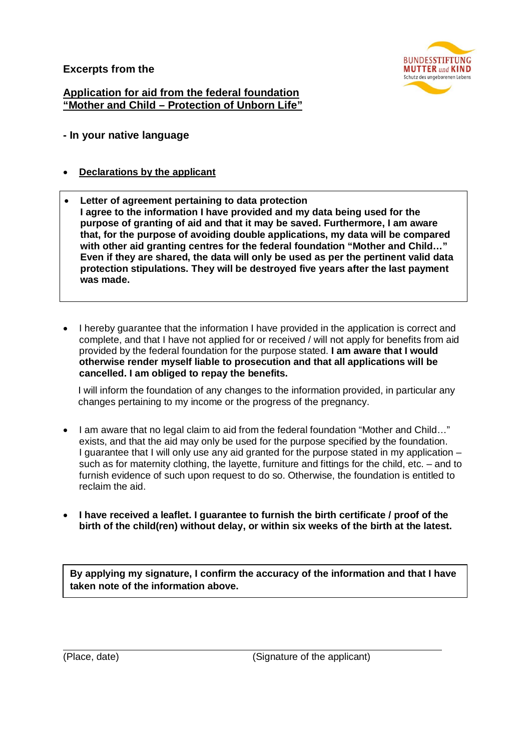**Excerpts from the**

BUNDESSTIFTUNG
MUTTER und KIND
Schutz des ungeborenen Lebens

**Application for aid from the federal foundation "Mother and Child – Protection of Unborn Life"**

**- In your native language**

- **Declarations by the applicant**

- **Letter of agreement pertaining to data protection**
  **I agree to the information I have provided and my data being used for the purpose of granting of aid and that it may be saved. Furthermore, I am aware that, for the purpose of avoiding double applications, my data will be compared with other aid granting centres for the federal foundation "Mother and Child…" Even if they are shared, the data will only be used as per the pertinent valid data protection stipulations. They will be destroyed five years after the last payment was made.**

- I hereby guarantee that the information I have provided in the application is correct and complete, and that I have not applied for or received / will not apply for benefits from aid provided by the federal foundation for the purpose stated. **I am aware that I would otherwise render myself liable to prosecution and that all applications will be cancelled. I am obliged to repay the benefits.**

  I will inform the foundation of any changes to the information provided, in particular any changes pertaining to my income or the progress of the pregnancy.

- I am aware that no legal claim to aid from the federal foundation "Mother and Child…" exists, and that the aid may only be used for the purpose specified by the foundation. I guarantee that I will only use any aid granted for the purpose stated in my application – such as for maternity clothing, the layette, furniture and fittings for the child, etc. – and to furnish evidence of such upon request to do so. Otherwise, the foundation is entitled to reclaim the aid.

- **I have received a leaflet. I guarantee to furnish the birth certificate / proof of the birth of the child(ren) without delay, or within six weeks of the birth at the latest.**

**By applying my signature, I confirm the accuracy of the information and that I have taken note of the information above.**

(Place, date) (Signature of the applicant)